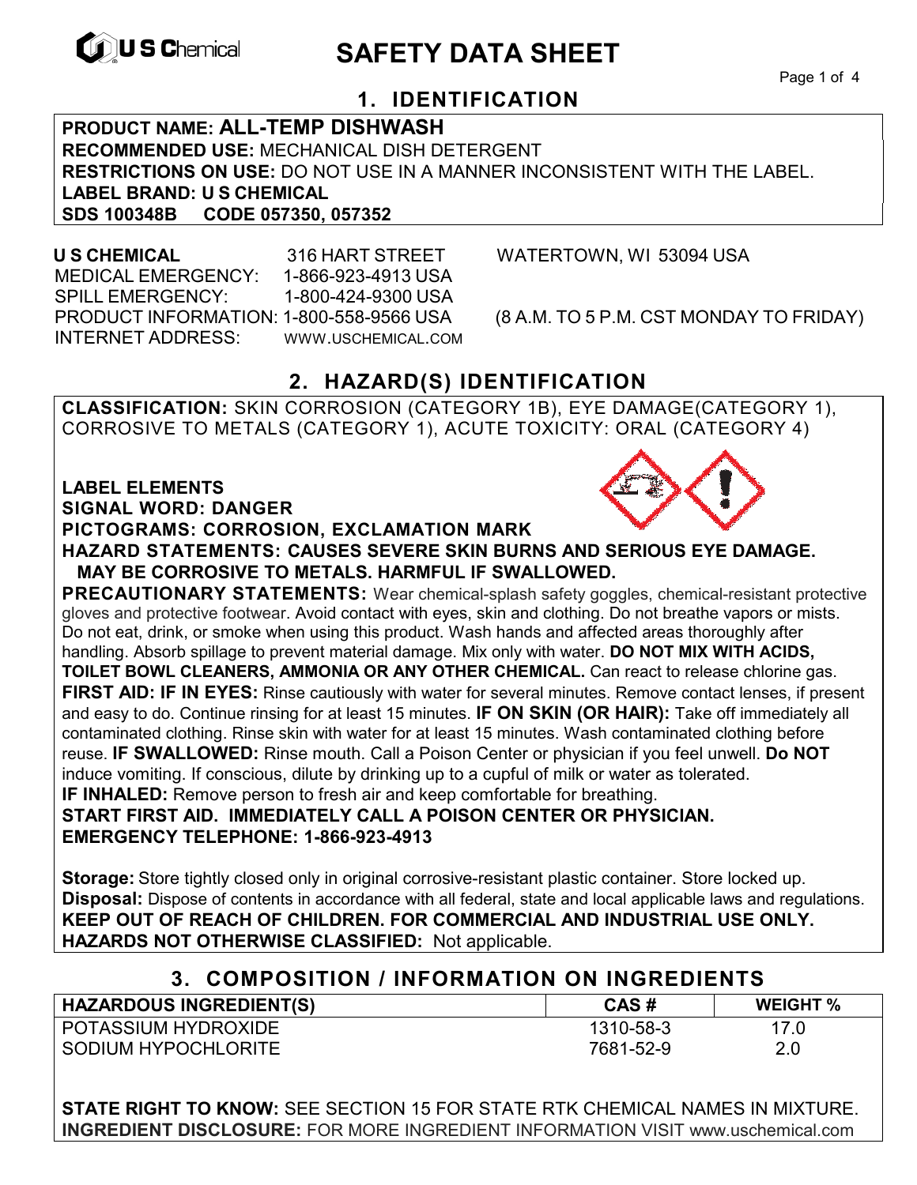U S Chemical

# SAFETY DATA SHEET

## 1. IDENTIFICATION

**PRODUCT NAME: ALL-TEMP DISHWASH**
**RECOMMENDED USE:** MECHANICAL DISH DETERGENT
**RESTRICTIONS ON USE:** DO NOT USE IN A MANNER INCONSISTENT WITH THE LABEL.
**LABEL BRAND: U S CHEMICAL**
**SDS 100348B CODE 057350, 057352**

**U S CHEMICAL** 316 HART STREET WATERTOWN, WI 53094 USA
MEDICAL EMERGENCY: 1-866-923-4913 USA
SPILL EMERGENCY: 1-800-424-9300 USA
PRODUCT INFORMATION: 1-800-558-9566 USA (8 A.M. TO 5 P.M. CST MONDAY TO FRIDAY)
INTERNET ADDRESS: WWW.USCHEMICAL.COM

## 2. HAZARD(S) IDENTIFICATION

**CLASSIFICATION:** SKIN CORROSION (CATEGORY 1B), EYE DAMAGE(CATEGORY 1), CORROSIVE TO METALS (CATEGORY 1), ACUTE TOXICITY: ORAL (CATEGORY 4)

**LABEL ELEMENTS**
**SIGNAL WORD: DANGER**
**PICTOGRAMS: CORROSION, EXCLAMATION MARK**
**HAZARD STATEMENTS: CAUSES SEVERE SKIN BURNS AND SERIOUS EYE DAMAGE. MAY BE CORROSIVE TO METALS. HARMFUL IF SWALLOWED.**
**PRECAUTIONARY STATEMENTS:** Wear chemical-splash safety goggles, chemical-resistant protective gloves and protective footwear. Avoid contact with eyes, skin and clothing. Do not breathe vapors or mists. Do not eat, drink, or smoke when using this product. Wash hands and affected areas thoroughly after handling. Absorb spillage to prevent material damage. Mix only with water. **DO NOT MIX WITH ACIDS, TOILET BOWL CLEANERS, AMMONIA OR ANY OTHER CHEMICAL.** Can react to release chlorine gas.
**FIRST AID: IF IN EYES:** Rinse cautiously with water for several minutes. Remove contact lenses, if present and easy to do. Continue rinsing for at least 15 minutes. **IF ON SKIN (OR HAIR):** Take off immediately all contaminated clothing. Rinse skin with water for at least 15 minutes. Wash contaminated clothing before reuse. **IF SWALLOWED:** Rinse mouth. Call a Poison Center or physician if you feel unwell. **Do NOT** induce vomiting. If conscious, dilute by drinking up to a cupful of milk or water as tolerated.
**IF INHALED:** Remove person to fresh air and keep comfortable for breathing.
**START FIRST AID. IMMEDIATELY CALL A POISON CENTER OR PHYSICIAN.**
**EMERGENCY TELEPHONE: 1-866-923-4913**

**Storage:** Store tightly closed only in original corrosive-resistant plastic container. Store locked up.
**Disposal:** Dispose of contents in accordance with all federal, state and local applicable laws and regulations.
**KEEP OUT OF REACH OF CHILDREN. FOR COMMERCIAL AND INDUSTRIAL USE ONLY.**
**HAZARDS NOT OTHERWISE CLASSIFIED:** Not applicable.

## 3. COMPOSITION / INFORMATION ON INGREDIENTS

| HAZARDOUS INGREDIENT(S) | CAS # | WEIGHT % |
|---|---|---|
| POTASSIUM HYDROXIDE | 1310-58-3 | 17.0 |
| SODIUM HYPOCHLORITE | 7681-52-9 | 2.0 |

**STATE RIGHT TO KNOW:** SEE SECTION 15 FOR STATE RTK CHEMICAL NAMES IN MIXTURE.
**INGREDIENT DISCLOSURE:** FOR MORE INGREDIENT INFORMATION VISIT www.uschemical.com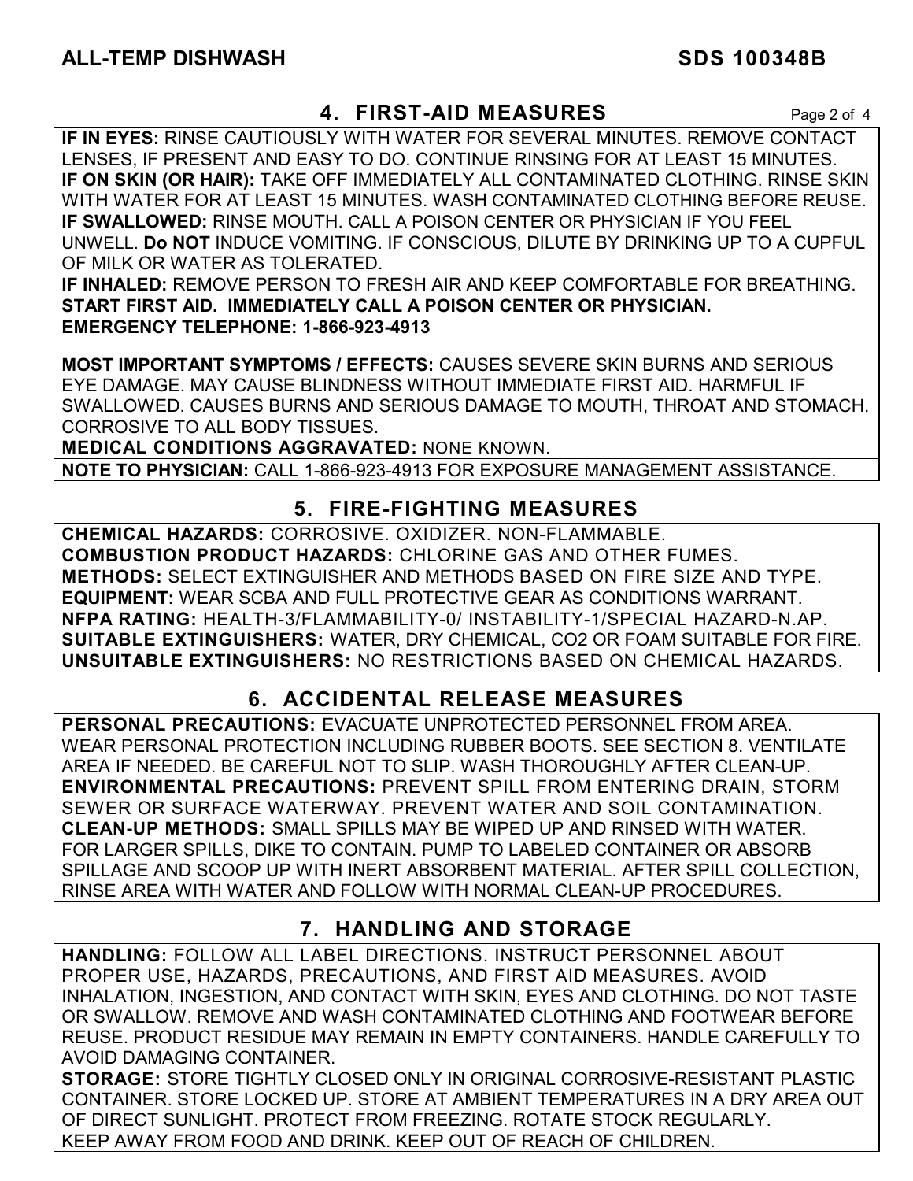## 4. FIRST-AID MEASURES

**IF IN EYES:** RINSE CAUTIOUSLY WITH WATER FOR SEVERAL MINUTES. REMOVE CONTACT LENSES, IF PRESENT AND EASY TO DO. CONTINUE RINSING FOR AT LEAST 15 MINUTES.
**IF ON SKIN (OR HAIR):** TAKE OFF IMMEDIATELY ALL CONTAMINATED CLOTHING. RINSE SKIN WITH WATER FOR AT LEAST 15 MINUTES. WASH CONTAMINATED CLOTHING BEFORE REUSE.
**IF SWALLOWED:** RINSE MOUTH. CALL A POISON CENTER OR PHYSICIAN IF YOU FEEL UNWELL. **Do NOT** INDUCE VOMITING. IF CONSCIOUS, DILUTE BY DRINKING UP TO A CUPFUL OF MILK OR WATER AS TOLERATED.
**IF INHALED:** REMOVE PERSON TO FRESH AIR AND KEEP COMFORTABLE FOR BREATHING.
**START FIRST AID. IMMEDIATELY CALL A POISON CENTER OR PHYSICIAN.**
**EMERGENCY TELEPHONE: 1-866-923-4913**

**MOST IMPORTANT SYMPTOMS / EFFECTS:** CAUSES SEVERE SKIN BURNS AND SERIOUS EYE DAMAGE. MAY CAUSE BLINDNESS WITHOUT IMMEDIATE FIRST AID. HARMFUL IF SWALLOWED. CAUSES BURNS AND SERIOUS DAMAGE TO MOUTH, THROAT AND STOMACH. CORROSIVE TO ALL BODY TISSUES.
**MEDICAL CONDITIONS AGGRAVATED:** NONE KNOWN.

**NOTE TO PHYSICIAN:** CALL 1-866-923-4913 FOR EXPOSURE MANAGEMENT ASSISTANCE.

## 5. FIRE-FIGHTING MEASURES

**CHEMICAL HAZARDS:** CORROSIVE. OXIDIZER. NON-FLAMMABLE.
**COMBUSTION PRODUCT HAZARDS:** CHLORINE GAS AND OTHER FUMES.
**METHODS:** SELECT EXTINGUISHER AND METHODS BASED ON FIRE SIZE AND TYPE.
**EQUIPMENT:** WEAR SCBA AND FULL PROTECTIVE GEAR AS CONDITIONS WARRANT.
**NFPA RATING:** HEALTH-3/FLAMMABILITY-0/ INSTABILITY-1/SPECIAL HAZARD-N.AP.
**SUITABLE EXTINGUISHERS:** WATER, DRY CHEMICAL, CO2 OR FOAM SUITABLE FOR FIRE.
**UNSUITABLE EXTINGUISHERS:** NO RESTRICTIONS BASED ON CHEMICAL HAZARDS.

## 6. ACCIDENTAL RELEASE MEASURES

**PERSONAL PRECAUTIONS:** EVACUATE UNPROTECTED PERSONNEL FROM AREA. WEAR PERSONAL PROTECTION INCLUDING RUBBER BOOTS. SEE SECTION 8. VENTILATE AREA IF NEEDED. BE CAREFUL NOT TO SLIP. WASH THOROUGHLY AFTER CLEAN-UP.
**ENVIRONMENTAL PRECAUTIONS:** PREVENT SPILL FROM ENTERING DRAIN, STORM SEWER OR SURFACE WATERWAY. PREVENT WATER AND SOIL CONTAMINATION.
**CLEAN-UP METHODS:** SMALL SPILLS MAY BE WIPED UP AND RINSED WITH WATER. FOR LARGER SPILLS, DIKE TO CONTAIN. PUMP TO LABELED CONTAINER OR ABSORB SPILLAGE AND SCOOP UP WITH INERT ABSORBENT MATERIAL. AFTER SPILL COLLECTION, RINSE AREA WITH WATER AND FOLLOW WITH NORMAL CLEAN-UP PROCEDURES.

## 7. HANDLING AND STORAGE

**HANDLING:** FOLLOW ALL LABEL DIRECTIONS. INSTRUCT PERSONNEL ABOUT PROPER USE, HAZARDS, PRECAUTIONS, AND FIRST AID MEASURES. AVOID INHALATION, INGESTION, AND CONTACT WITH SKIN, EYES AND CLOTHING. DO NOT TASTE OR SWALLOW. REMOVE AND WASH CONTAMINATED CLOTHING AND FOOTWEAR BEFORE REUSE. PRODUCT RESIDUE MAY REMAIN IN EMPTY CONTAINERS. HANDLE CAREFULLY TO AVOID DAMAGING CONTAINER.
**STORAGE:** STORE TIGHTLY CLOSED ONLY IN ORIGINAL CORROSIVE-RESISTANT PLASTIC CONTAINER. STORE LOCKED UP. STORE AT AMBIENT TEMPERATURES IN A DRY AREA OUT OF DIRECT SUNLIGHT. PROTECT FROM FREEZING. ROTATE STOCK REGULARLY. KEEP AWAY FROM FOOD AND DRINK. KEEP OUT OF REACH OF CHILDREN.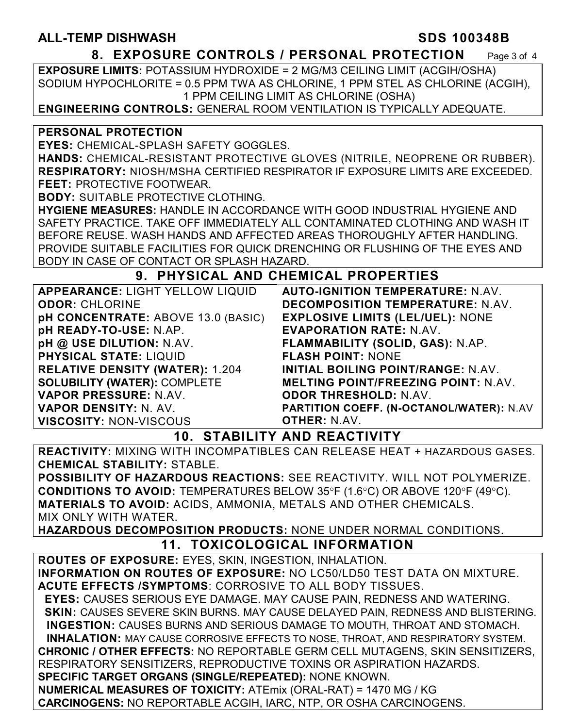## 8. EXPOSURE CONTROLS / PERSONAL PROTECTION

**EXPOSURE LIMITS:** POTASSIUM HYDROXIDE = 2 MG/M3 CEILING LIMIT (ACGIH/OSHA) SODIUM HYPOCHLORITE = 0.5 PPM TWA AS CHLORINE, 1 PPM STEL AS CHLORINE (ACGIH), 1 PPM CEILING LIMIT AS CHLORINE (OSHA)

**ENGINEERING CONTROLS:** GENERAL ROOM VENTILATION IS TYPICALLY ADEQUATE.

**PERSONAL PROTECTION**

**EYES:** CHEMICAL-SPLASH SAFETY GOGGLES.

**HANDS:** CHEMICAL-RESISTANT PROTECTIVE GLOVES (NITRILE, NEOPRENE OR RUBBER).

**RESPIRATORY:** NIOSH/MSHA CERTIFIED RESPIRATOR IF EXPOSURE LIMITS ARE EXCEEDED.

**FEET:** PROTECTIVE FOOTWEAR.

**BODY:** SUITABLE PROTECTIVE CLOTHING.

**HYGIENE MEASURES:** HANDLE IN ACCORDANCE WITH GOOD INDUSTRIAL HYGIENE AND SAFETY PRACTICE. TAKE OFF IMMEDIATELY ALL CONTAMINATED CLOTHING AND WASH IT BEFORE REUSE. WASH HANDS AND AFFECTED AREAS THOROUGHLY AFTER HANDLING. PROVIDE SUITABLE FACILITIES FOR QUICK DRENCHING OR FLUSHING OF THE EYES AND BODY IN CASE OF CONTACT OR SPLASH HAZARD.

## 9. PHYSICAL AND CHEMICAL PROPERTIES

**APPEARANCE:** LIGHT YELLOW LIQUID
**ODOR:** CHLORINE
**pH CONCENTRATE:** ABOVE 13.0 (BASIC)
**pH READY-TO-USE:** N.AP.
**pH @ USE DILUTION:** N.AV.
**PHYSICAL STATE:** LIQUID
**RELATIVE DENSITY (WATER):** 1.204
**SOLUBILITY (WATER):** COMPLETE
**VAPOR PRESSURE:** N.AV.
**VAPOR DENSITY:** N. AV.
**VISCOSITY:** NON-VISCOUS
**AUTO-IGNITION TEMPERATURE:** N.AV.
**DECOMPOSITION TEMPERATURE:** N.AV.
**EXPLOSIVE LIMITS (LEL/UEL):** NONE
**EVAPORATION RATE:** N.AV.
**FLAMMABILITY (SOLID, GAS):** N.AP.
**FLASH POINT:** NONE
**INITIAL BOILING POINT/RANGE:** N.AV.
**MELTING POINT/FREEZING POINT:** N.AV.
**ODOR THRESHOLD:** N.AV.
**PARTITION COEFF. (N-OCTANOL/WATER):** N.AV
**OTHER:** N.AV.

## 10. STABILITY AND REACTIVITY

**REACTIVITY:** MIXING WITH INCOMPATIBLES CAN RELEASE HEAT + HAZARDOUS GASES.

**CHEMICAL STABILITY:** STABLE.

**POSSIBILITY OF HAZARDOUS REACTIONS:** SEE REACTIVITY. WILL NOT POLYMERIZE.

**CONDITIONS TO AVOID:** TEMPERATURES BELOW 35°F (1.6°C) OR ABOVE 120°F (49°C).

**MATERIALS TO AVOID:** ACIDS, AMMONIA, METALS AND OTHER CHEMICALS. MIX ONLY WITH WATER.

**HAZARDOUS DECOMPOSITION PRODUCTS:** NONE UNDER NORMAL CONDITIONS.

## 11. TOXICOLOGICAL INFORMATION

**ROUTES OF EXPOSURE:** EYES, SKIN, INGESTION, INHALATION.

**INFORMATION ON ROUTES OF EXPOSURE:** NO LC50/LD50 TEST DATA ON MIXTURE.

**ACUTE EFFECTS /SYMPTOMS**: CORROSIVE TO ALL BODY TISSUES.

**EYES:** CAUSES SERIOUS EYE DAMAGE. MAY CAUSE PAIN, REDNESS AND WATERING.

**SKIN:** CAUSES SEVERE SKIN BURNS. MAY CAUSE DELAYED PAIN, REDNESS AND BLISTERING.

**INGESTION:** CAUSES BURNS AND SERIOUS DAMAGE TO MOUTH, THROAT AND STOMACH.

**INHALATION:** MAY CAUSE CORROSIVE EFFECTS TO NOSE, THROAT, AND RESPIRATORY SYSTEM.

**CHRONIC / OTHER EFFECTS:** NO REPORTABLE GERM CELL MUTAGENS, SKIN SENSITIZERS, RESPIRATORY SENSITIZERS, REPRODUCTIVE TOXINS OR ASPIRATION HAZARDS.

**SPECIFIC TARGET ORGANS (SINGLE/REPEATED):** NONE KNOWN.

**NUMERICAL MEASURES OF TOXICITY:** ATEmix (ORAL-RAT) = 1470 MG / KG

**CARCINOGENS:** NO REPORTABLE ACGIH, IARC, NTP, OR OSHA CARCINOGENS.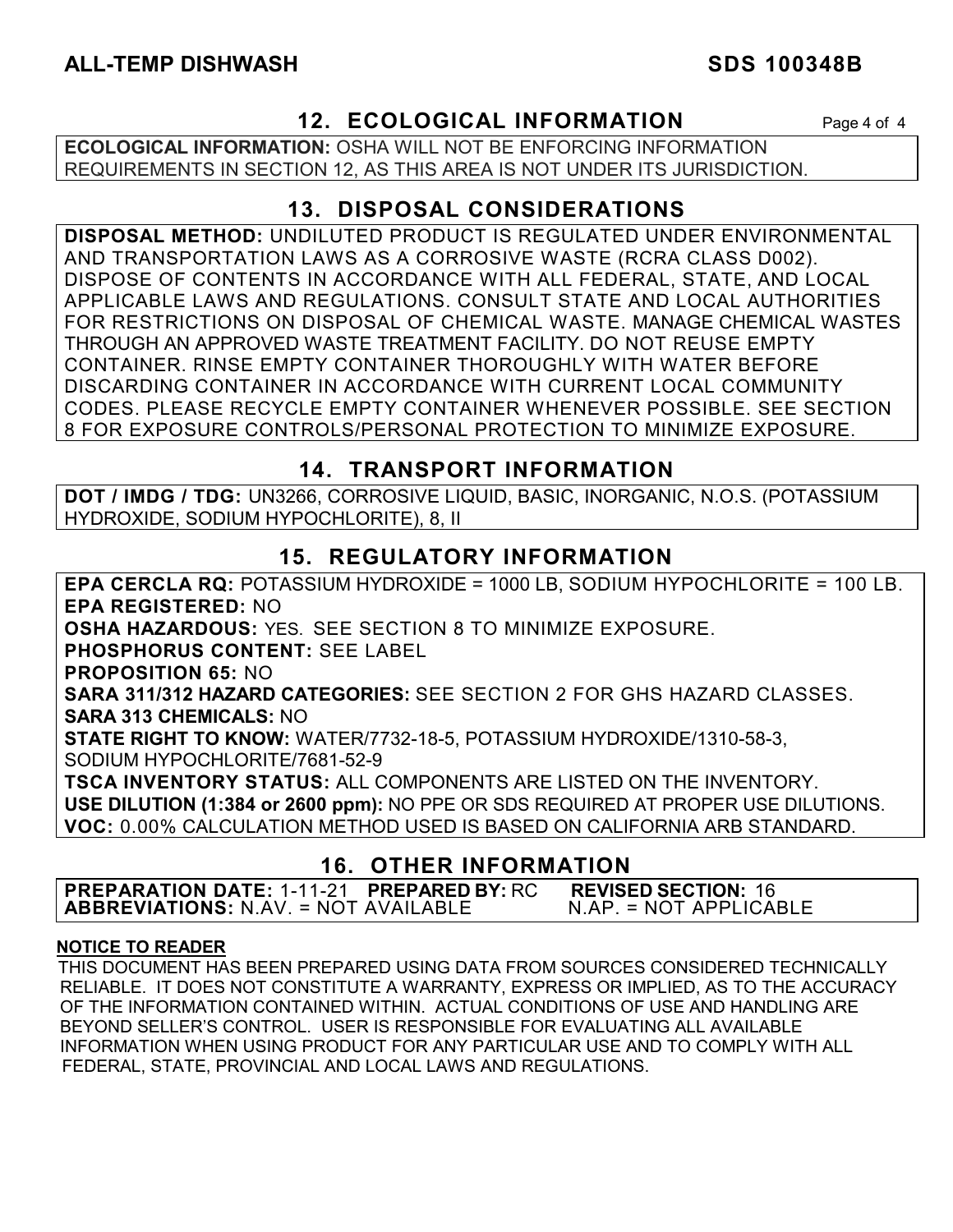## 12. ECOLOGICAL INFORMATION

**ECOLOGICAL INFORMATION:** OSHA WILL NOT BE ENFORCING INFORMATION REQUIREMENTS IN SECTION 12, AS THIS AREA IS NOT UNDER ITS JURISDICTION.

## 13. DISPOSAL CONSIDERATIONS

**DISPOSAL METHOD:** UNDILUTED PRODUCT IS REGULATED UNDER ENVIRONMENTAL AND TRANSPORTATION LAWS AS A CORROSIVE WASTE (RCRA CLASS D002). DISPOSE OF CONTENTS IN ACCORDANCE WITH ALL FEDERAL, STATE, AND LOCAL APPLICABLE LAWS AND REGULATIONS. CONSULT STATE AND LOCAL AUTHORITIES FOR RESTRICTIONS ON DISPOSAL OF CHEMICAL WASTE. MANAGE CHEMICAL WASTES THROUGH AN APPROVED WASTE TREATMENT FACILITY. DO NOT REUSE EMPTY CONTAINER. RINSE EMPTY CONTAINER THOROUGHLY WITH WATER BEFORE DISCARDING CONTAINER IN ACCORDANCE WITH CURRENT LOCAL COMMUNITY CODES. PLEASE RECYCLE EMPTY CONTAINER WHENEVER POSSIBLE. SEE SECTION 8 FOR EXPOSURE CONTROLS/PERSONAL PROTECTION TO MINIMIZE EXPOSURE.

## 14. TRANSPORT INFORMATION

**DOT / IMDG / TDG:** UN3266, CORROSIVE LIQUID, BASIC, INORGANIC, N.O.S. (POTASSIUM HYDROXIDE, SODIUM HYPOCHLORITE), 8, II

## 15. REGULATORY INFORMATION

**EPA CERCLA RQ:** POTASSIUM HYDROXIDE = 1000 LB, SODIUM HYPOCHLORITE = 100 LB.
**EPA REGISTERED:** NO
**OSHA HAZARDOUS:** YES. SEE SECTION 8 TO MINIMIZE EXPOSURE.
**PHOSPHORUS CONTENT:** SEE LABEL
**PROPOSITION 65:** NO
**SARA 311/312 HAZARD CATEGORIES:** SEE SECTION 2 FOR GHS HAZARD CLASSES.
**SARA 313 CHEMICALS:** NO
**STATE RIGHT TO KNOW:** WATER/7732-18-5, POTASSIUM HYDROXIDE/1310-58-3, SODIUM HYPOCHLORITE/7681-52-9
**TSCA INVENTORY STATUS:** ALL COMPONENTS ARE LISTED ON THE INVENTORY.
**USE DILUTION (1:384 or 2600 ppm):** NO PPE OR SDS REQUIRED AT PROPER USE DILUTIONS.
**VOC:** 0.00% CALCULATION METHOD USED IS BASED ON CALIFORNIA ARB STANDARD.

## 16. OTHER INFORMATION

**PREPARATION DATE:** 1-11-21 **PREPARED BY:** RC **REVISED SECTION:** 16
**ABBREVIATIONS:** N.AV. = NOT AVAILABLE N.AP. = NOT APPLICABLE

**NOTICE TO READER**

THIS DOCUMENT HAS BEEN PREPARED USING DATA FROM SOURCES CONSIDERED TECHNICALLY RELIABLE. IT DOES NOT CONSTITUTE A WARRANTY, EXPRESS OR IMPLIED, AS TO THE ACCURACY OF THE INFORMATION CONTAINED WITHIN. ACTUAL CONDITIONS OF USE AND HANDLING ARE BEYOND SELLER'S CONTROL. USER IS RESPONSIBLE FOR EVALUATING ALL AVAILABLE INFORMATION WHEN USING PRODUCT FOR ANY PARTICULAR USE AND TO COMPLY WITH ALL FEDERAL, STATE, PROVINCIAL AND LOCAL LAWS AND REGULATIONS.